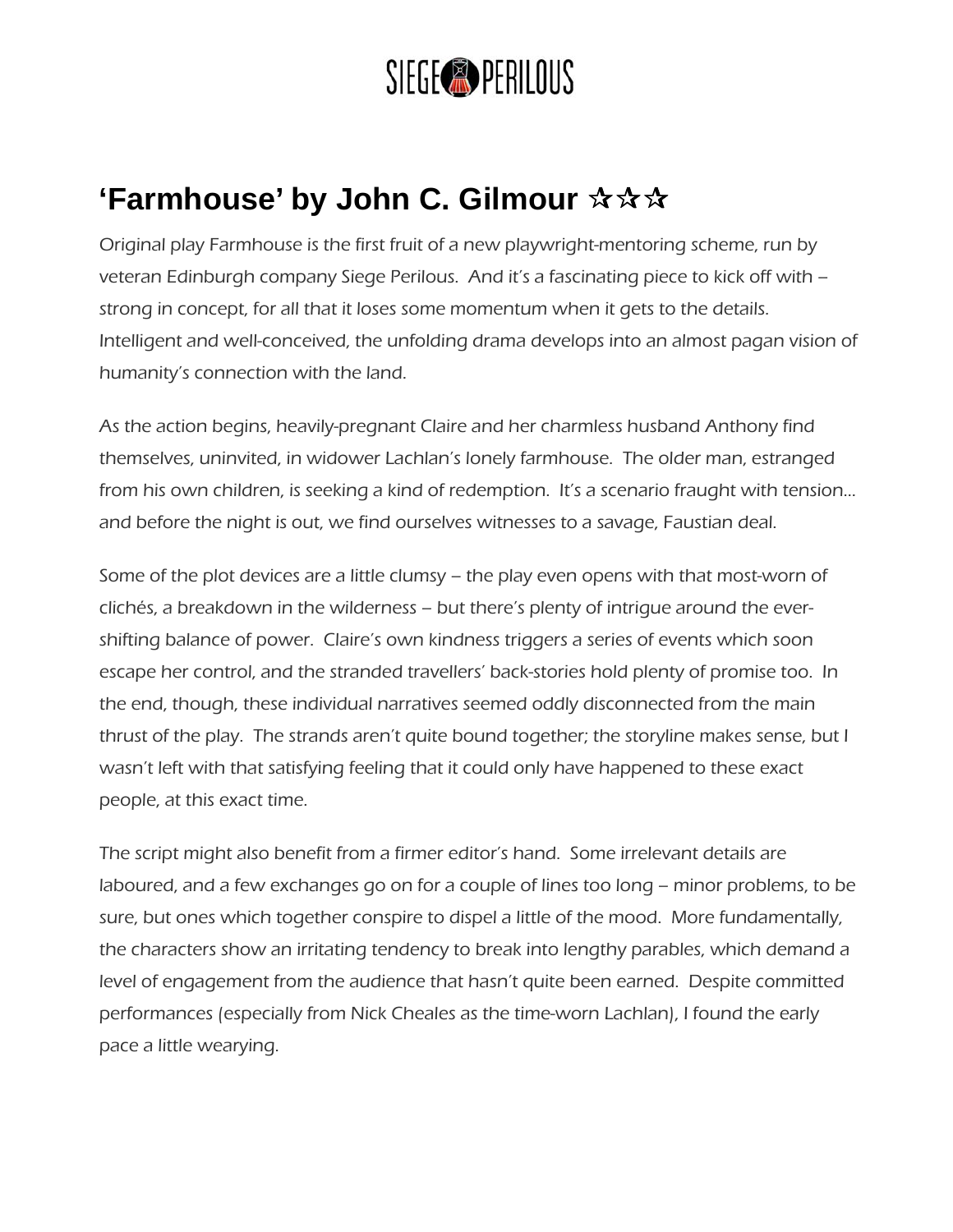# ‘Farmhouse’ by John C. Gilmour ☆☆☆

Original play Farmhouse is the first fruit of a new playwright-mentoring scheme, run by veteran Edinburgh company Siege Perilous. And it’s a fascinating piece to kick off with – strong in concept, for all that it loses some momentum when it gets to the details. Intelligent and well-conceived, the unfolding drama develops into an almost pagan vision of humanity’s connection with the land.

As the action begins, heavily-pregnant Claire and her charmless husband Anthony find themselves, uninvited, in widower Lachlan’s lonely farmhouse. The older man, estranged from his own children, is seeking a kind of redemption. It’s a scenario fraught with tension… and before the night is out, we find ourselves witnesses to a savage, Faustian deal.

Some of the plot devices are a little clumsy – the play even opens with that most-worn of clichés, a breakdown in the wilderness – but there’s plenty of intrigue around the ever-shifting balance of power. Claire’s own kindness triggers a series of events which soon escape her control, and the stranded travellers’ back-stories hold plenty of promise too. In the end, though, these individual narratives seemed oddly disconnected from the main thrust of the play. The strands aren’t quite bound together; the storyline makes sense, but I wasn’t left with that satisfying feeling that it could only have happened to these exact people, at this exact time.

The script might also benefit from a firmer editor’s hand. Some irrelevant details are laboured, and a few exchanges go on for a couple of lines too long – minor problems, to be sure, but ones which together conspire to dispel a little of the mood. More fundamentally, the characters show an irritating tendency to break into lengthy parables, which demand a level of engagement from the audience that hasn’t quite been earned. Despite committed performances (especially from Nick Cheales as the time-worn Lachlan), I found the early pace a little wearying.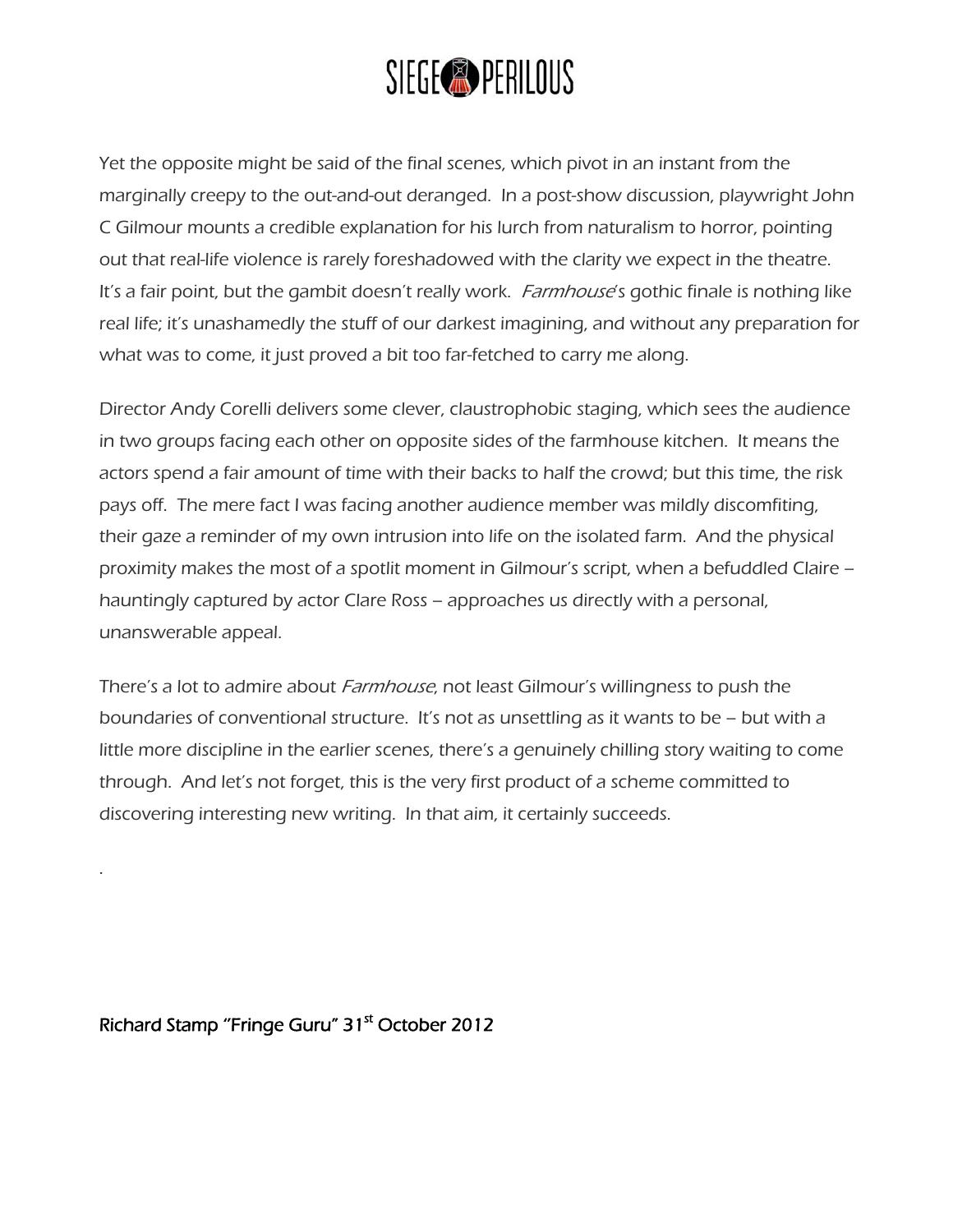Yet the opposite might be said of the final scenes, which pivot in an instant from the marginally creepy to the out-and-out deranged. In a post-show discussion, playwright John C Gilmour mounts a credible explanation for his lurch from naturalism to horror, pointing out that real-life violence is rarely foreshadowed with the clarity we expect in the theatre. It's a fair point, but the gambit doesn't really work. *Farmhouse*'s gothic finale is nothing like real life; it's unashamedly the stuff of our darkest imagining, and without any preparation for what was to come, it just proved a bit too far-fetched to carry me along.

Director Andy Corelli delivers some clever, claustrophobic staging, which sees the audience in two groups facing each other on opposite sides of the farmhouse kitchen. It means the actors spend a fair amount of time with their backs to half the crowd; but this time, the risk pays off. The mere fact I was facing another audience member was mildly discomfiting, their gaze a reminder of my own intrusion into life on the isolated farm. And the physical proximity makes the most of a spotlit moment in Gilmour's script, when a befuddled Claire – hauntingly captured by actor Clare Ross – approaches us directly with a personal, unanswerable appeal.

There's a lot to admire about *Farmhouse*, not least Gilmour's willingness to push the boundaries of conventional structure. It's not as unsettling as it wants to be – but with a little more discipline in the earlier scenes, there's a genuinely chilling story waiting to come through. And let's not forget, this is the very first product of a scheme committed to discovering interesting new writing. In that aim, it certainly succeeds.

.

Richard Stamp "Fringe Guru" 31st October 2012